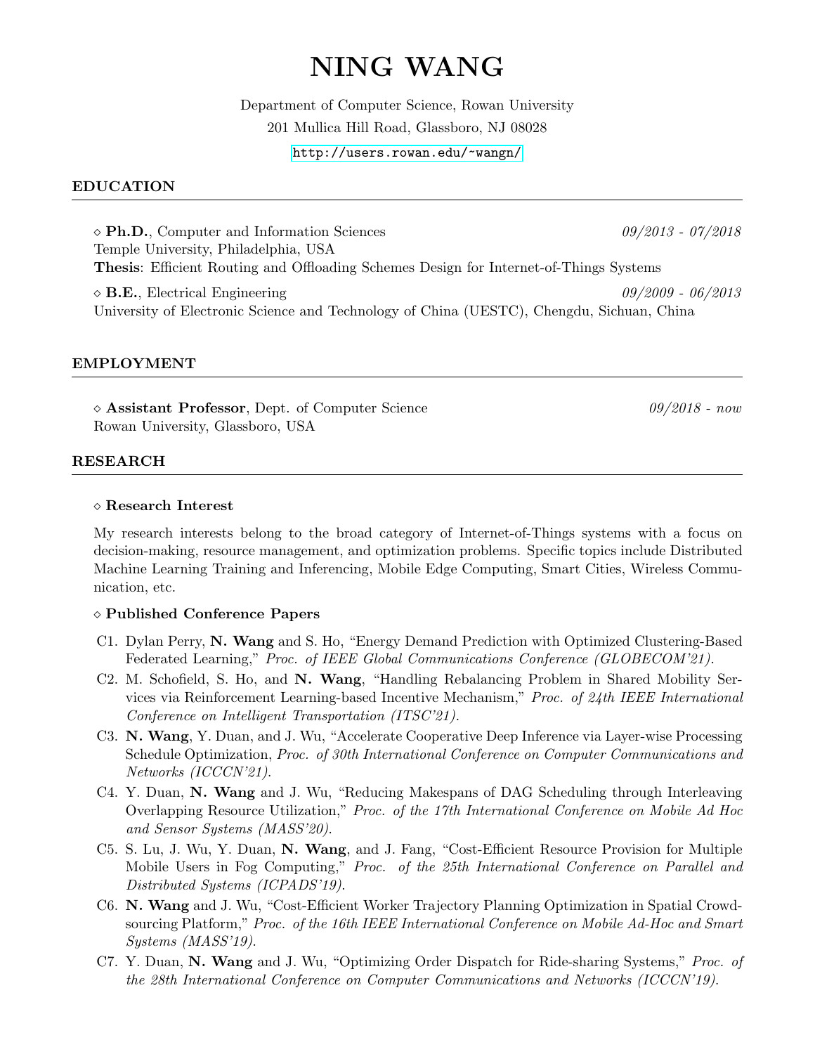# NING WANG

Department of Computer Science, Rowan University

201 Mullica Hill Road, Glassboro, NJ 08028

http://users.rowan.edu/~wangn/

## EDUCATION

◇ **Ph.D.**, Computer and Information Sciences *09/2013 - 07/2018*
Temple University, Philadelphia, USA
**Thesis**: Efficient Routing and Offloading Schemes Design for Internet-of-Things Systems

◇ **B.E.**, Electrical Engineering *09/2009 - 06/2013*
University of Electronic Science and Technology of China (UESTC), Chengdu, Sichuan, China

## EMPLOYMENT

◇ **Assistant Professor**, Dept. of Computer Science *09/2018 - now*
Rowan University, Glassboro, USA

## RESEARCH

### ◇ Research Interest

My research interests belong to the broad category of Internet-of-Things systems with a focus on decision-making, resource management, and optimization problems. Specific topics include Distributed Machine Learning Training and Inferencing, Mobile Edge Computing, Smart Cities, Wireless Communication, etc.

### ◇ Published Conference Papers

- C1. Dylan Perry, **N. Wang** and S. Ho, "Energy Demand Prediction with Optimized Clustering-Based Federated Learning," *Proc. of IEEE Global Communications Conference (GLOBECOM'21).*
- C2. M. Schofield, S. Ho, and **N. Wang**, "Handling Rebalancing Problem in Shared Mobility Services via Reinforcement Learning-based Incentive Mechanism," *Proc. of 24th IEEE International Conference on Intelligent Transportation (ITSC'21).*
- C3. **N. Wang**, Y. Duan, and J. Wu, "Accelerate Cooperative Deep Inference via Layer-wise Processing Schedule Optimization, *Proc. of 30th International Conference on Computer Communications and Networks (ICCCN'21).*
- C4. Y. Duan, **N. Wang** and J. Wu, "Reducing Makespans of DAG Scheduling through Interleaving Overlapping Resource Utilization," *Proc. of the 17th International Conference on Mobile Ad Hoc and Sensor Systems (MASS'20).*
- C5. S. Lu, J. Wu, Y. Duan, **N. Wang**, and J. Fang, "Cost-Efficient Resource Provision for Multiple Mobile Users in Fog Computing," *Proc. of the 25th International Conference on Parallel and Distributed Systems (ICPADS'19).*
- C6. **N. Wang** and J. Wu, "Cost-Efficient Worker Trajectory Planning Optimization in Spatial Crowdsourcing Platform," *Proc. of the 16th IEEE International Conference on Mobile Ad-Hoc and Smart Systems (MASS'19).*
- C7. Y. Duan, **N. Wang** and J. Wu, "Optimizing Order Dispatch for Ride-sharing Systems," *Proc. of the 28th International Conference on Computer Communications and Networks (ICCCN'19).*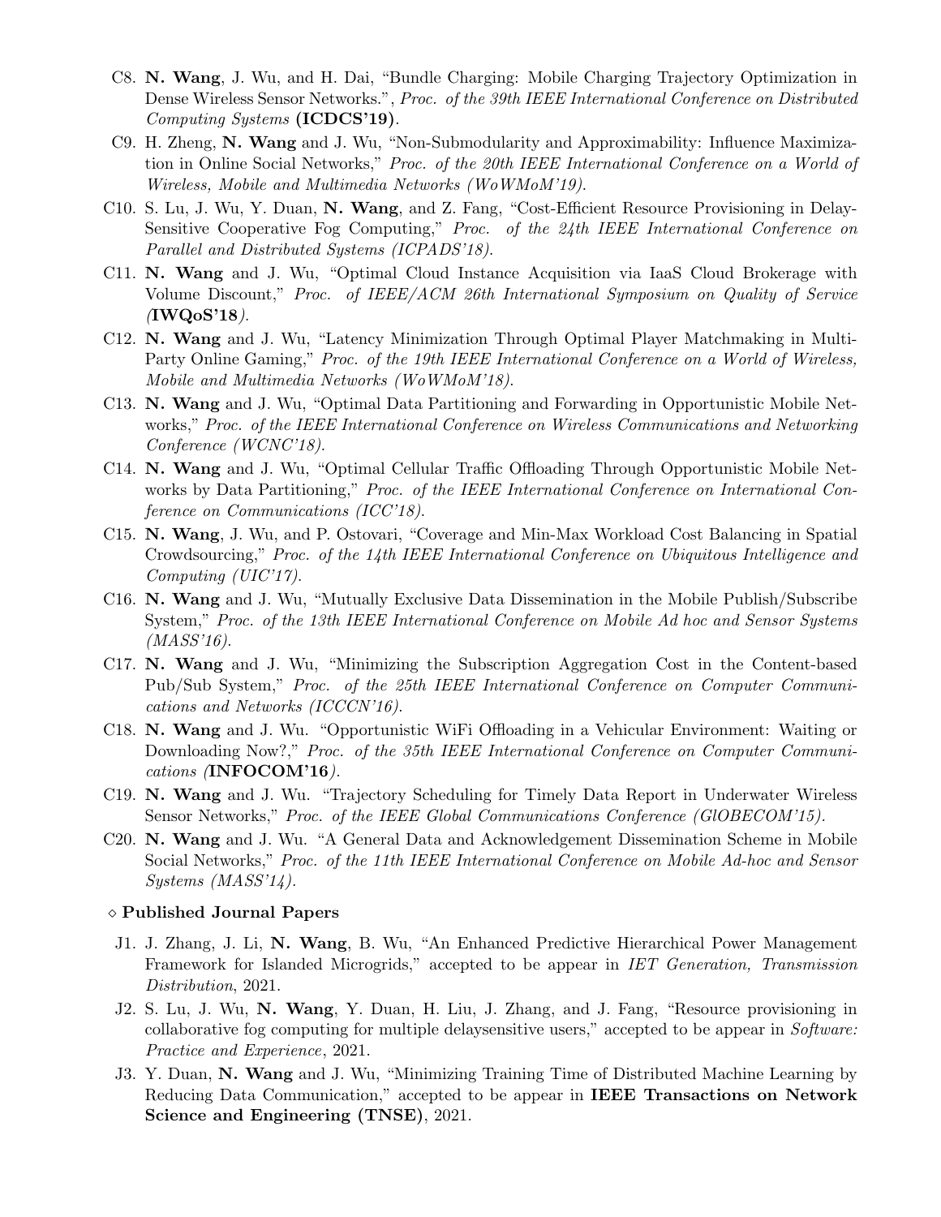C8. **N. Wang**, J. Wu, and H. Dai, "Bundle Charging: Mobile Charging Trajectory Optimization in Dense Wireless Sensor Networks.", *Proc. of the 39th IEEE International Conference on Distributed Computing Systems* **(ICDCS'19)**.

C9. H. Zheng, **N. Wang** and J. Wu, "Non-Submodularity and Approximability: Influence Maximization in Online Social Networks," *Proc. of the 20th IEEE International Conference on a World of Wireless, Mobile and Multimedia Networks (WoWMoM'19)*.

C10. S. Lu, J. Wu, Y. Duan, **N. Wang**, and Z. Fang, "Cost-Efficient Resource Provisioning in Delay-Sensitive Cooperative Fog Computing," *Proc. of the 24th IEEE International Conference on Parallel and Distributed Systems (ICPADS'18)*.

C11. **N. Wang** and J. Wu, "Optimal Cloud Instance Acquisition via IaaS Cloud Brokerage with Volume Discount," *Proc. of IEEE/ACM 26th International Symposium on Quality of Service (***IWQoS'18***)*.

C12. **N. Wang** and J. Wu, "Latency Minimization Through Optimal Player Matchmaking in Multi-Party Online Gaming," *Proc. of the 19th IEEE International Conference on a World of Wireless, Mobile and Multimedia Networks (WoWMoM'18)*.

C13. **N. Wang** and J. Wu, "Optimal Data Partitioning and Forwarding in Opportunistic Mobile Networks," *Proc. of the IEEE International Conference on Wireless Communications and Networking Conference (WCNC'18)*.

C14. **N. Wang** and J. Wu, "Optimal Cellular Traffic Offloading Through Opportunistic Mobile Networks by Data Partitioning," *Proc. of the IEEE International Conference on International Conference on Communications (ICC'18)*.

C15. **N. Wang**, J. Wu, and P. Ostovari, "Coverage and Min-Max Workload Cost Balancing in Spatial Crowdsourcing," *Proc. of the 14th IEEE International Conference on Ubiquitous Intelligence and Computing (UIC'17)*.

C16. **N. Wang** and J. Wu, "Mutually Exclusive Data Dissemination in the Mobile Publish/Subscribe System," *Proc. of the 13th IEEE International Conference on Mobile Ad hoc and Sensor Systems (MASS'16)*.

C17. **N. Wang** and J. Wu, "Minimizing the Subscription Aggregation Cost in the Content-based Pub/Sub System," *Proc. of the 25th IEEE International Conference on Computer Communications and Networks (ICCCN'16)*.

C18. **N. Wang** and J. Wu. "Opportunistic WiFi Offloading in a Vehicular Environment: Waiting or Downloading Now?," *Proc. of the 35th IEEE International Conference on Computer Communications (***INFOCOM'16***)*.

C19. **N. Wang** and J. Wu. "Trajectory Scheduling for Timely Data Report in Underwater Wireless Sensor Networks," *Proc. of the IEEE Global Communications Conference (GlOBECOM'15)*.

C20. **N. Wang** and J. Wu. "A General Data and Acknowledgement Dissemination Scheme in Mobile Social Networks," *Proc. of the 11th IEEE International Conference on Mobile Ad-hoc and Sensor Systems (MASS'14)*.

### ⋄ Published Journal Papers

J1. J. Zhang, J. Li, **N. Wang**, B. Wu, "An Enhanced Predictive Hierarchical Power Management Framework for Islanded Microgrids," accepted to be appear in *IET Generation, Transmission Distribution*, 2021.

J2. S. Lu, J. Wu, **N. Wang**, Y. Duan, H. Liu, J. Zhang, and J. Fang, "Resource provisioning in collaborative fog computing for multiple delaysensitive users," accepted to be appear in *Software: Practice and Experience*, 2021.

J3. Y. Duan, **N. Wang** and J. Wu, "Minimizing Training Time of Distributed Machine Learning by Reducing Data Communication," accepted to be appear in **IEEE Transactions on Network Science and Engineering (TNSE)**, 2021.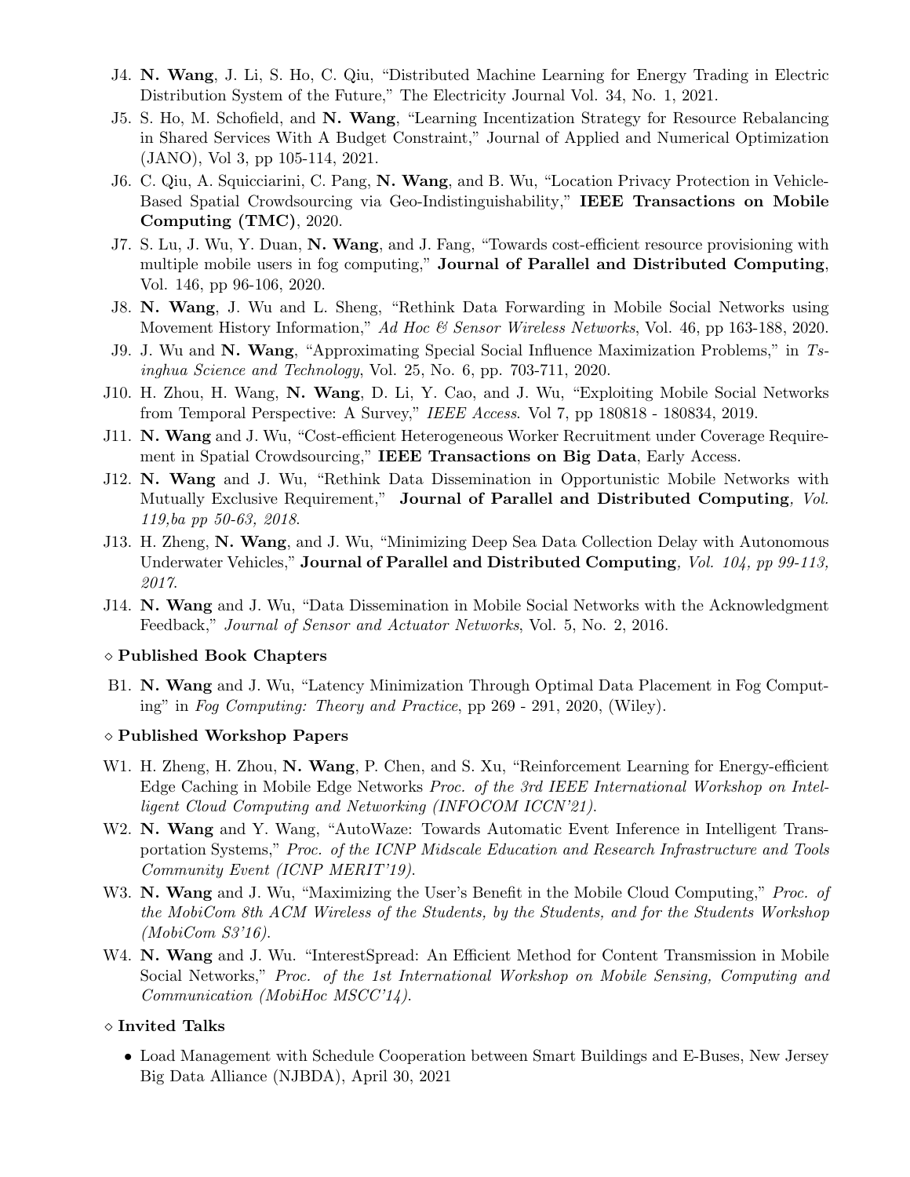J4. **N. Wang**, J. Li, S. Ho, C. Qiu, "Distributed Machine Learning for Energy Trading in Electric Distribution System of the Future," The Electricity Journal Vol. 34, No. 1, 2021.

J5. S. Ho, M. Schofield, and **N. Wang**, "Learning Incentization Strategy for Resource Rebalancing in Shared Services With A Budget Constraint," Journal of Applied and Numerical Optimization (JANO), Vol 3, pp 105-114, 2021.

J6. C. Qiu, A. Squicciarini, C. Pang, **N. Wang**, and B. Wu, "Location Privacy Protection in Vehicle-Based Spatial Crowdsourcing via Geo-Indistinguishability," **IEEE Transactions on Mobile Computing (TMC)**, 2020.

J7. S. Lu, J. Wu, Y. Duan, **N. Wang**, and J. Fang, "Towards cost-efficient resource provisioning with multiple mobile users in fog computing," **Journal of Parallel and Distributed Computing**, Vol. 146, pp 96-106, 2020.

J8. **N. Wang**, J. Wu and L. Sheng, "Rethink Data Forwarding in Mobile Social Networks using Movement History Information," *Ad Hoc & Sensor Wireless Networks*, Vol. 46, pp 163-188, 2020.

J9. J. Wu and **N. Wang**, "Approximating Special Social Influence Maximization Problems," in *Tsinghua Science and Technology*, Vol. 25, No. 6, pp. 703-711, 2020.

J10. H. Zhou, H. Wang, **N. Wang**, D. Li, Y. Cao, and J. Wu, "Exploiting Mobile Social Networks from Temporal Perspective: A Survey," *IEEE Access*. Vol 7, pp 180818 - 180834, 2019.

J11. **N. Wang** and J. Wu, "Cost-efficient Heterogeneous Worker Recruitment under Coverage Requirement in Spatial Crowdsourcing," **IEEE Transactions on Big Data**, Early Access.

J12. **N. Wang** and J. Wu, "Rethink Data Dissemination in Opportunistic Mobile Networks with Mutually Exclusive Requirement," **Journal of Parallel and Distributed Computing**, *Vol. 119,ba pp 50-63, 2018.*

J13. H. Zheng, **N. Wang**, and J. Wu, "Minimizing Deep Sea Data Collection Delay with Autonomous Underwater Vehicles," **Journal of Parallel and Distributed Computing**, *Vol. 104, pp 99-113, 2017.*

J14. **N. Wang** and J. Wu, "Data Dissemination in Mobile Social Networks with the Acknowledgment Feedback," *Journal of Sensor and Actuator Networks*, Vol. 5, No. 2, 2016.

### ⋄ Published Book Chapters

B1. **N. Wang** and J. Wu, "Latency Minimization Through Optimal Data Placement in Fog Computing" in *Fog Computing: Theory and Practice*, pp 269 - 291, 2020, (Wiley).

### ⋄ Published Workshop Papers

W1. H. Zheng, H. Zhou, **N. Wang**, P. Chen, and S. Xu, "Reinforcement Learning for Energy-efficient Edge Caching in Mobile Edge Networks *Proc. of the 3rd IEEE International Workshop on Intelligent Cloud Computing and Networking (INFOCOM ICCN'21).*

W2. **N. Wang** and Y. Wang, "AutoWaze: Towards Automatic Event Inference in Intelligent Transportation Systems," *Proc. of the ICNP Midscale Education and Research Infrastructure and Tools Community Event (ICNP MERIT'19).*

W3. **N. Wang** and J. Wu, "Maximizing the User's Benefit in the Mobile Cloud Computing," *Proc. of the MobiCom 8th ACM Wireless of the Students, by the Students, and for the Students Workshop (MobiCom S3'16).*

W4. **N. Wang** and J. Wu. "InterestSpread: An Efficient Method for Content Transmission in Mobile Social Networks," *Proc. of the 1st International Workshop on Mobile Sensing, Computing and Communication (MobiHoc MSCC'14).*

### ⋄ Invited Talks

- Load Management with Schedule Cooperation between Smart Buildings and E-Buses, New Jersey Big Data Alliance (NJBDA), April 30, 2021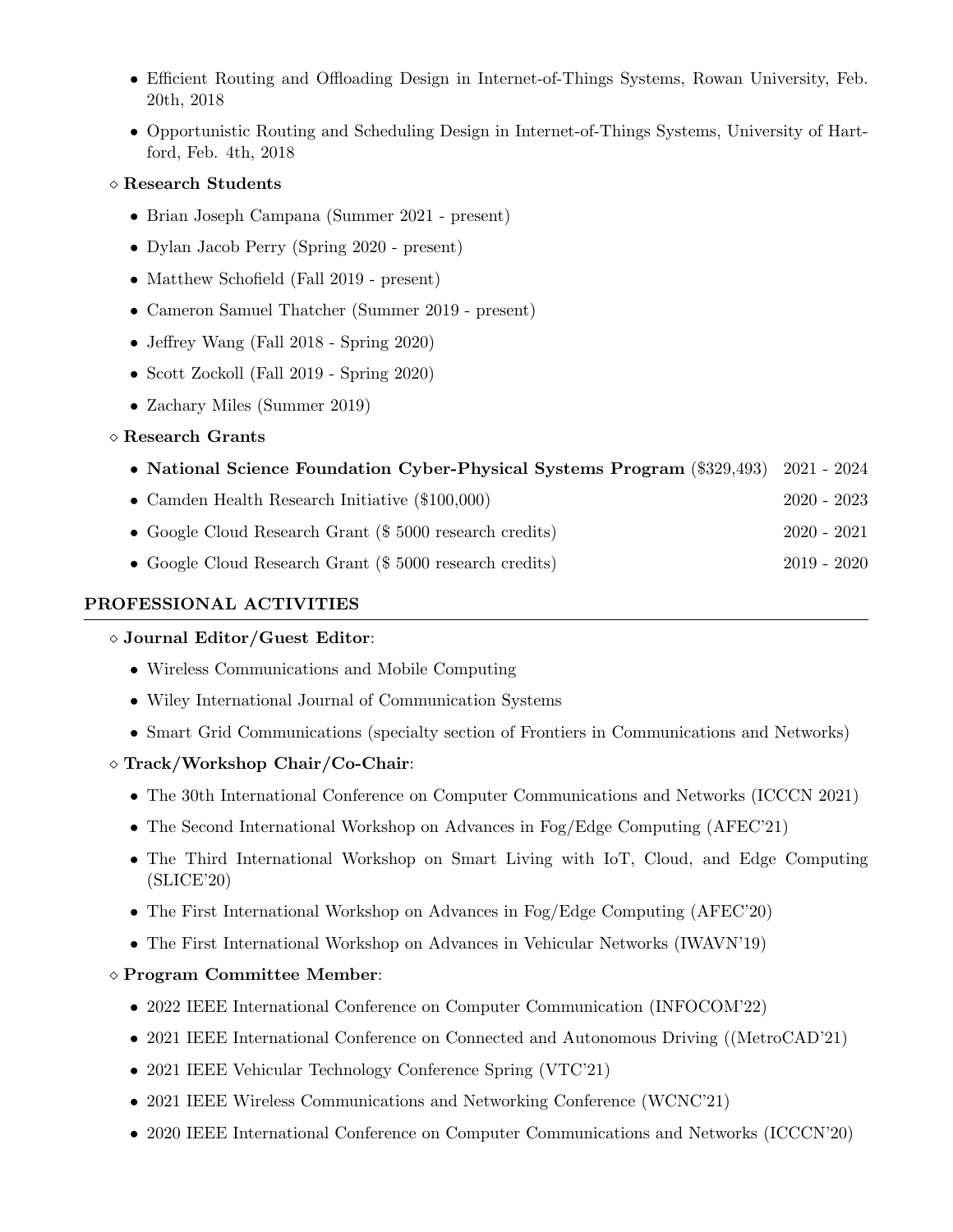- Efficient Routing and Offloading Design in Internet-of-Things Systems, Rowan University, Feb. 20th, 2018
- Opportunistic Routing and Scheduling Design in Internet-of-Things Systems, University of Hartford, Feb. 4th, 2018

◇ **Research Students**

- Brian Joseph Campana (Summer 2021 - present)
- Dylan Jacob Perry (Spring 2020 - present)
- Matthew Schofield (Fall 2019 - present)
- Cameron Samuel Thatcher (Summer 2019 - present)
- Jeffrey Wang (Fall 2018 - Spring 2020)
- Scott Zockoll (Fall 2019 - Spring 2020)
- Zachary Miles (Summer 2019)

◇ **Research Grants**

- **National Science Foundation Cyber-Physical Systems Program** ($329,493) 2021 - 2024
- Camden Health Research Initiative ($100,000) 2020 - 2023
- Google Cloud Research Grant ($ 5000 research credits) 2020 - 2021
- Google Cloud Research Grant ($ 5000 research credits) 2019 - 2020

## PROFESSIONAL ACTIVITIES

◇ **Journal Editor/Guest Editor**:

- Wireless Communications and Mobile Computing
- Wiley International Journal of Communication Systems
- Smart Grid Communications (specialty section of Frontiers in Communications and Networks)

◇ **Track/Workshop Chair/Co-Chair**:

- The 30th International Conference on Computer Communications and Networks (ICCCN 2021)
- The Second International Workshop on Advances in Fog/Edge Computing (AFEC'21)
- The Third International Workshop on Smart Living with IoT, Cloud, and Edge Computing (SLICE'20)
- The First International Workshop on Advances in Fog/Edge Computing (AFEC'20)
- The First International Workshop on Advances in Vehicular Networks (IWAVN'19)

◇ **Program Committee Member**:

- 2022 IEEE International Conference on Computer Communication (INFOCOM'22)
- 2021 IEEE International Conference on Connected and Autonomous Driving ((MetroCAD'21)
- 2021 IEEE Vehicular Technology Conference Spring (VTC'21)
- 2021 IEEE Wireless Communications and Networking Conference (WCNC'21)
- 2020 IEEE International Conference on Computer Communications and Networks (ICCCN'20)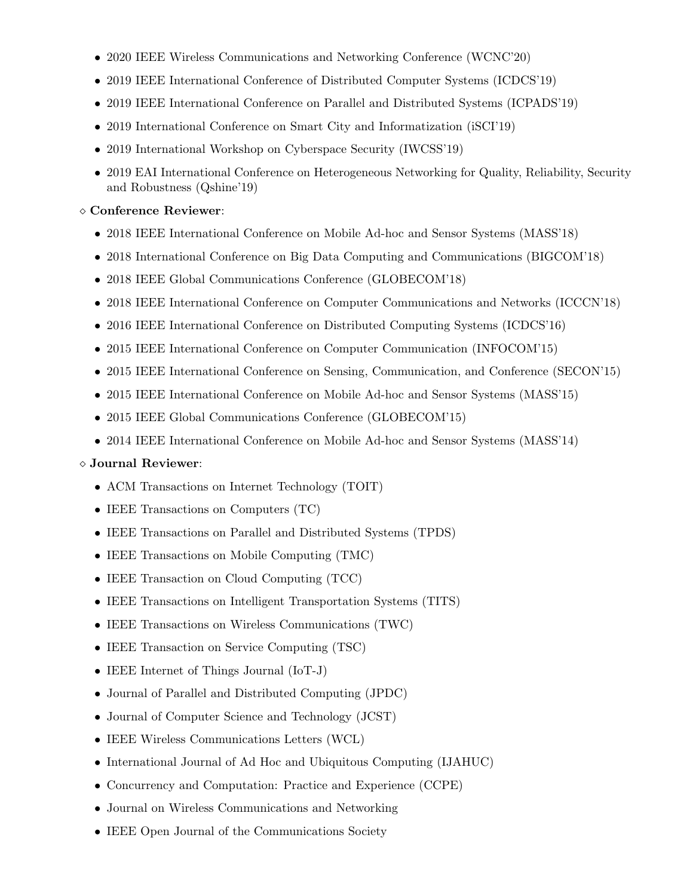- 2020 IEEE Wireless Communications and Networking Conference (WCNC'20)
- 2019 IEEE International Conference of Distributed Computer Systems (ICDCS'19)
- 2019 IEEE International Conference on Parallel and Distributed Systems (ICPADS'19)
- 2019 International Conference on Smart City and Informatization (iSCI'19)
- 2019 International Workshop on Cyberspace Security (IWCSS'19)
- 2019 EAI International Conference on Heterogeneous Networking for Quality, Reliability, Security and Robustness (Qshine'19)

⋄ **Conference Reviewer**:

- 2018 IEEE International Conference on Mobile Ad-hoc and Sensor Systems (MASS'18)
- 2018 International Conference on Big Data Computing and Communications (BIGCOM'18)
- 2018 IEEE Global Communications Conference (GLOBECOM'18)
- 2018 IEEE International Conference on Computer Communications and Networks (ICCCN'18)
- 2016 IEEE International Conference on Distributed Computing Systems (ICDCS'16)
- 2015 IEEE International Conference on Computer Communication (INFOCOM'15)
- 2015 IEEE International Conference on Sensing, Communication, and Conference (SECON'15)
- 2015 IEEE International Conference on Mobile Ad-hoc and Sensor Systems (MASS'15)
- 2015 IEEE Global Communications Conference (GLOBECOM'15)
- 2014 IEEE International Conference on Mobile Ad-hoc and Sensor Systems (MASS'14)

⋄ **Journal Reviewer**:

- ACM Transactions on Internet Technology (TOIT)
- IEEE Transactions on Computers (TC)
- IEEE Transactions on Parallel and Distributed Systems (TPDS)
- IEEE Transactions on Mobile Computing (TMC)
- IEEE Transaction on Cloud Computing (TCC)
- IEEE Transactions on Intelligent Transportation Systems (TITS)
- IEEE Transactions on Wireless Communications (TWC)
- IEEE Transaction on Service Computing (TSC)
- IEEE Internet of Things Journal (IoT-J)
- Journal of Parallel and Distributed Computing (JPDC)
- Journal of Computer Science and Technology (JCST)
- IEEE Wireless Communications Letters (WCL)
- International Journal of Ad Hoc and Ubiquitous Computing (IJAHUC)
- Concurrency and Computation: Practice and Experience (CCPE)
- Journal on Wireless Communications and Networking
- IEEE Open Journal of the Communications Society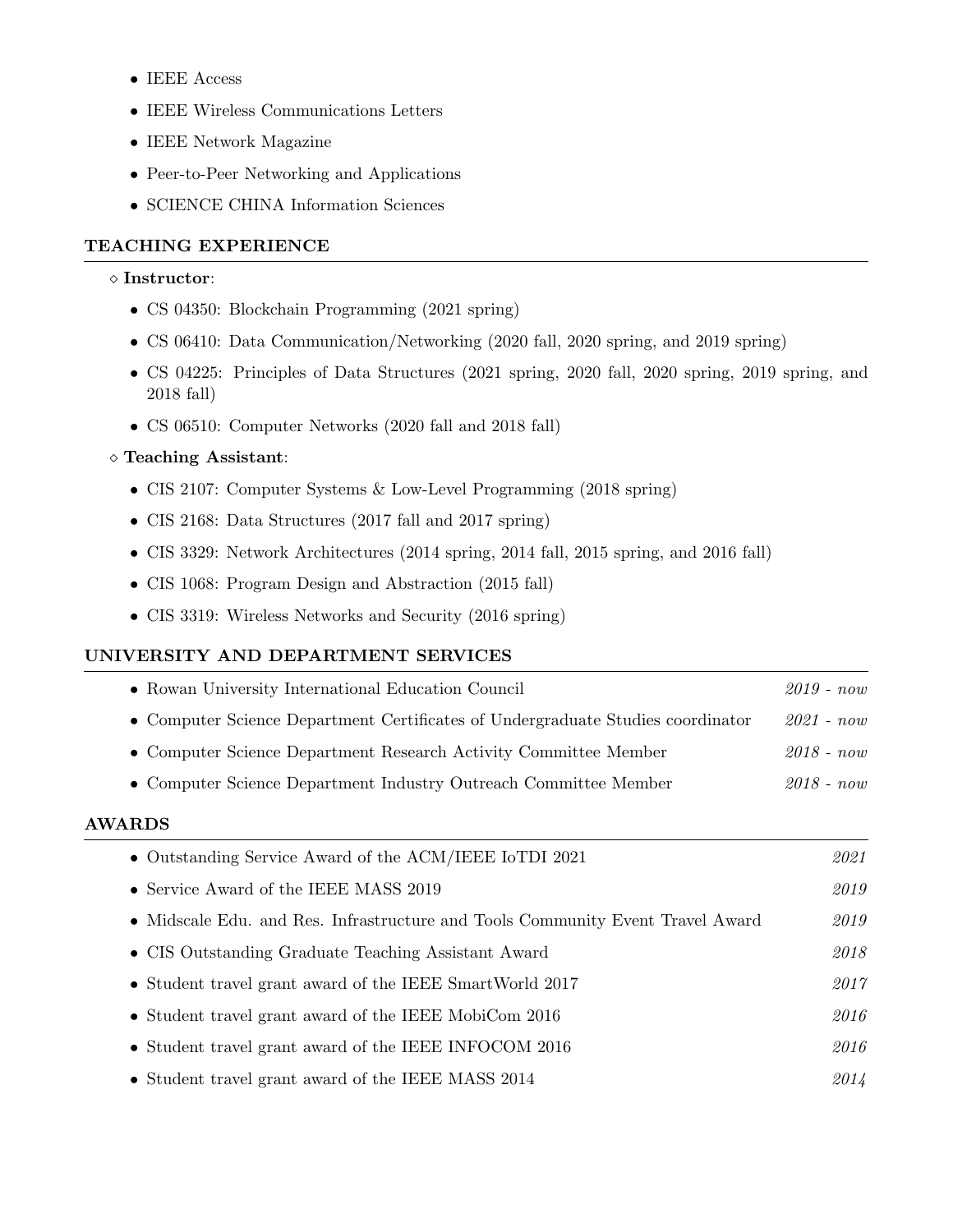- IEEE Access
- IEEE Wireless Communications Letters
- IEEE Network Magazine
- Peer-to-Peer Networking and Applications
- SCIENCE CHINA Information Sciences

## TEACHING EXPERIENCE

◇ **Instructor**:

- CS 04350: Blockchain Programming (2021 spring)
- CS 06410: Data Communication/Networking (2020 fall, 2020 spring, and 2019 spring)
- CS 04225: Principles of Data Structures (2021 spring, 2020 fall, 2020 spring, 2019 spring, and 2018 fall)
- CS 06510: Computer Networks (2020 fall and 2018 fall)

◇ **Teaching Assistant**:

- CIS 2107: Computer Systems & Low-Level Programming (2018 spring)
- CIS 2168: Data Structures (2017 fall and 2017 spring)
- CIS 3329: Network Architectures (2014 spring, 2014 fall, 2015 spring, and 2016 fall)
- CIS 1068: Program Design and Abstraction (2015 fall)
- CIS 3319: Wireless Networks and Security (2016 spring)

## UNIVERSITY AND DEPARTMENT SERVICES

- Rowan University International Education Council *2019 - now*
- Computer Science Department Certificates of Undergraduate Studies coordinator *2021 - now*
- Computer Science Department Research Activity Committee Member *2018 - now*
- Computer Science Department Industry Outreach Committee Member *2018 - now*

## AWARDS

- Outstanding Service Award of the ACM/IEEE IoTDI 2021 *2021*
- Service Award of the IEEE MASS 2019 *2019*
- Midscale Edu. and Res. Infrastructure and Tools Community Event Travel Award *2019*
- CIS Outstanding Graduate Teaching Assistant Award *2018*
- Student travel grant award of the IEEE SmartWorld 2017 *2017*
- Student travel grant award of the IEEE MobiCom 2016 *2016*
- Student travel grant award of the IEEE INFOCOM 2016 *2016*
- Student travel grant award of the IEEE MASS 2014 *2014*